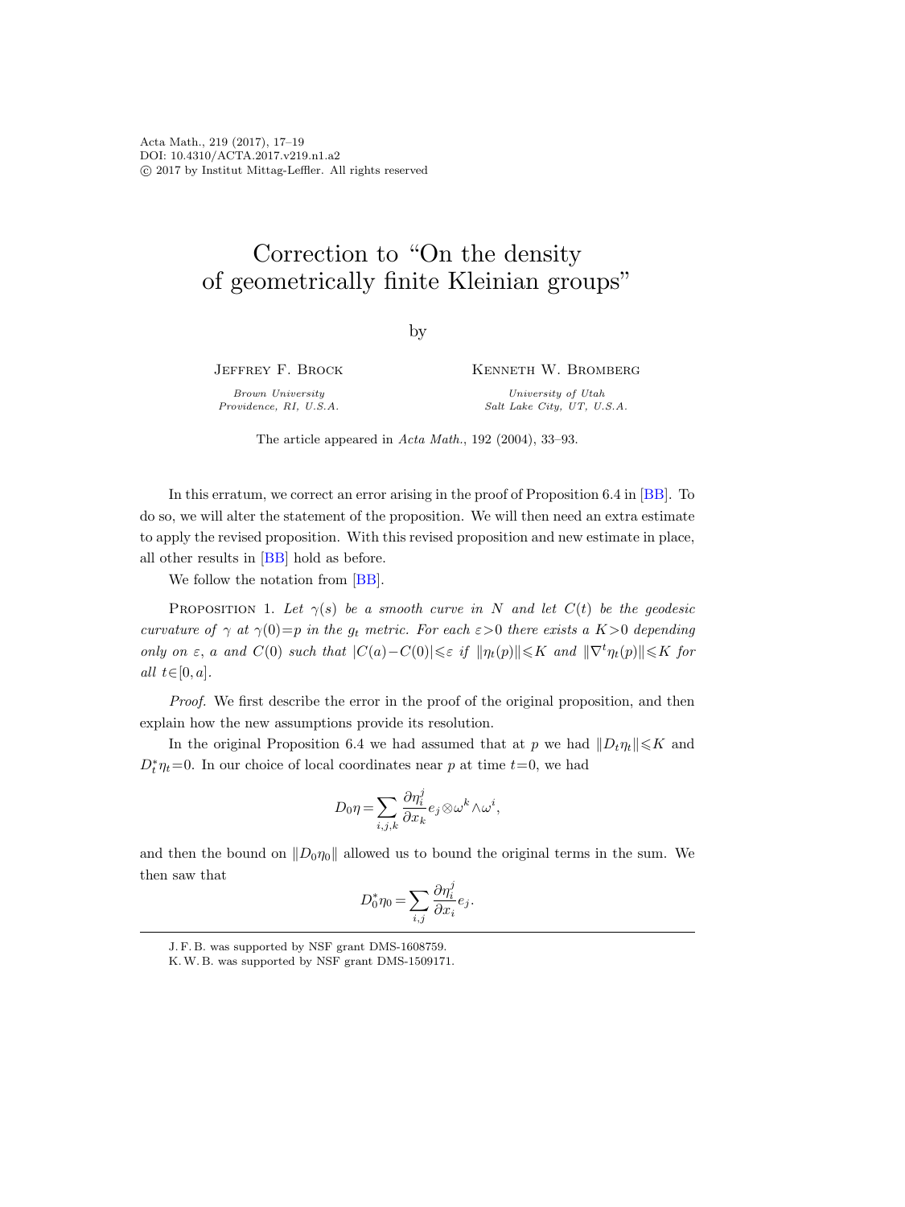# Correction to "On the density of geometrically finite Kleinian groups"

by

Jeffrey F. Brock

*Brown University*
*Providence, RI, U.S.A.*

Kenneth W. Bromberg

*University of Utah*
*Salt Lake City, UT, U.S.A.*

The article appeared in *Acta Math.*, 192 (2004), 33–93.

In this erratum, we correct an error arising in the proof of Proposition 6.4 in [BB]. To do so, we will alter the statement of the proposition. We will then need an extra estimate to apply the revised proposition. With this revised proposition and new estimate in place, all other results in [BB] hold as before.

We follow the notation from [BB].

Proposition 1. *Let $\gamma(s)$ be a smooth curve in $N$ and let $C(t)$ be the geodesic curvature of $\gamma$ at $\gamma(0)=p$ in the $g_t$ metric. For each $\varepsilon>0$ there exists a $K>0$ depending only on $\varepsilon$, $a$ and $C(0)$ such that $|C(a)-C(0)|\leqslant\varepsilon$ if $\|\eta_t(p)\|\leqslant K$ and $\|\nabla^t\eta_t(p)\|\leqslant K$ for all $t\in[0,a]$.*

*Proof.* We first describe the error in the proof of the original proposition, and then explain how the new assumptions provide its resolution.

In the original Proposition 6.4 we had assumed that at $p$ we had $\|D_t\eta_t\|\leqslant K$ and $D_t^*\eta_t=0$. In our choice of local coordinates near $p$ at time $t=0$, we had

$$D_0\eta=\sum_{i,j,k}\frac{\partial\eta_i^j}{\partial x_k}e_j\otimes\omega^k\wedge\omega^i,$$

and then the bound on $\|D_0\eta_0\|$ allowed us to bound the original terms in the sum. We then saw that

$$D_0^*\eta_0=\sum_{i,j}\frac{\partial\eta_i^j}{\partial x_i}e_j.$$

J. F. B. was supported by NSF grant DMS-1608759.
K. W. B. was supported by NSF grant DMS-1509171.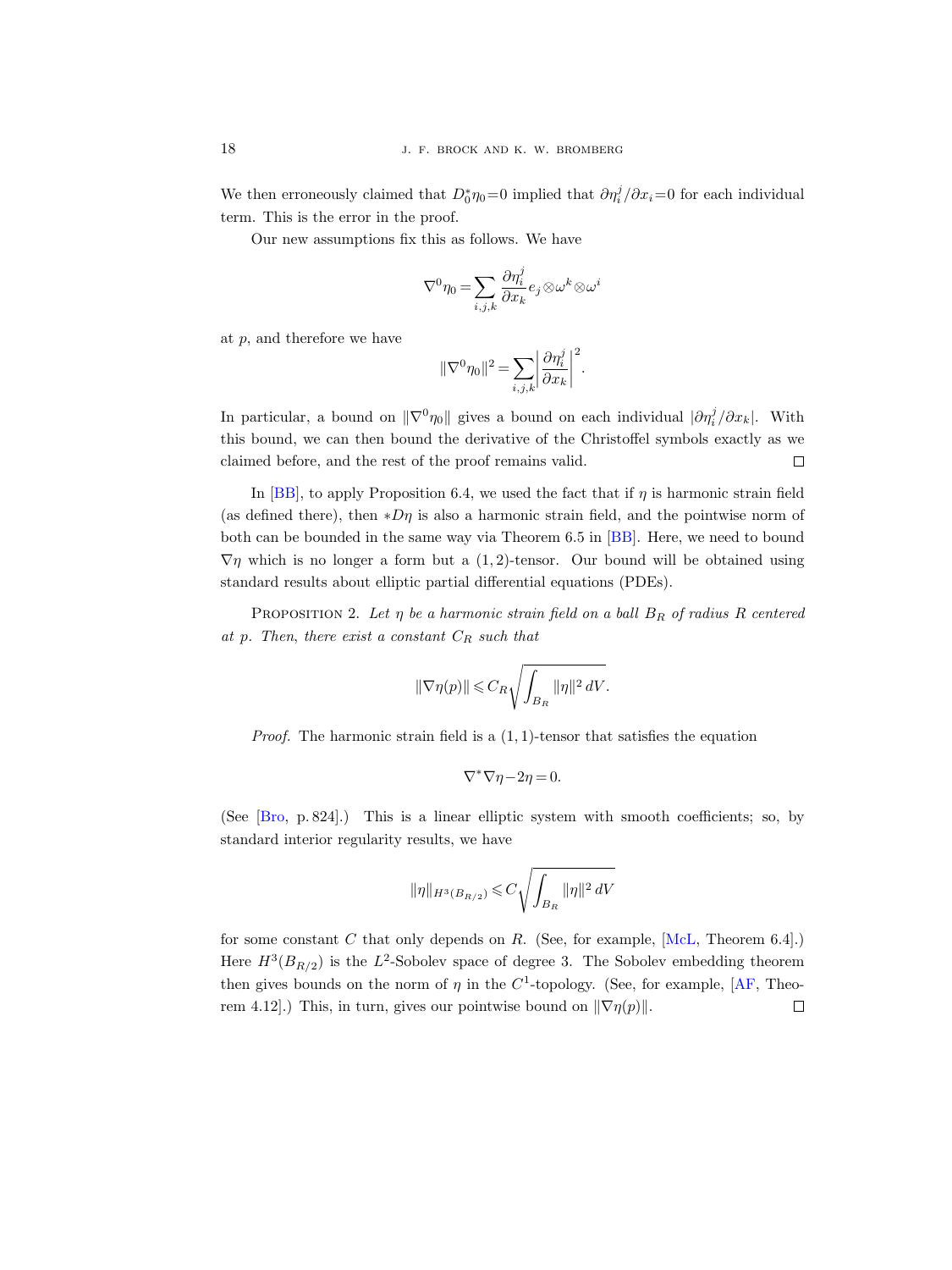We then erroneously claimed that $D_0^*\eta_0=0$ implied that $\partial\eta_i^j/\partial x_i=0$ for each individual term. This is the error in the proof.

Our new assumptions fix this as follows. We have

$$\nabla^0\eta_0=\sum_{i,j,k}\frac{\partial\eta_i^j}{\partial x_k}e_j\otimes\omega^k\otimes\omega^i$$

at $p$, and therefore we have

$$\|\nabla^0\eta_0\|^2=\sum_{i,j,k}\left|\frac{\partial\eta_i^j}{\partial x_k}\right|^2.$$

In particular, a bound on $\|\nabla^0\eta_0\|$ gives a bound on each individual $|\partial\eta_i^j/\partial x_k|$. With this bound, we can then bound the derivative of the Christoffel symbols exactly as we claimed before, and the rest of the proof remains valid. $\square$

In [BB], to apply Proposition 6.4, we used the fact that if $\eta$ is harmonic strain field (as defined there), then $*D\eta$ is also a harmonic strain field, and the pointwise norm of both can be bounded in the same way via Theorem 6.5 in [BB]. Here, we need to bound $\nabla\eta$ which is no longer a form but a $(1,2)$-tensor. Our bound will be obtained using standard results about elliptic partial differential equations (PDEs).

Proposition 2. *Let $\eta$ be a harmonic strain field on a ball $B_R$ of radius $R$ centered at $p$. Then, there exist a constant $C_R$ such that*

$$\|\nabla\eta(p)\|\leqslant C_R\sqrt{\int_{B_R}\|\eta\|^2\,dV}.$$

*Proof.* The harmonic strain field is a $(1,1)$-tensor that satisfies the equation

$$\nabla^*\nabla\eta-2\eta=0.$$

(See [Bro, p. 824].) This is a linear elliptic system with smooth coefficients; so, by standard interior regularity results, we have

$$\|\eta\|_{H^3(B_{R/2})}\leqslant C\sqrt{\int_{B_R}\|\eta\|^2\,dV}$$

for some constant $C$ that only depends on $R$. (See, for example, [McL, Theorem 6.4].) Here $H^3(B_{R/2})$ is the $L^2$-Sobolev space of degree 3. The Sobolev embedding theorem then gives bounds on the norm of $\eta$ in the $C^1$-topology. (See, for example, [AF, Theorem 4.12].) This, in turn, gives our pointwise bound on $\|\nabla\eta(p)\|$. $\square$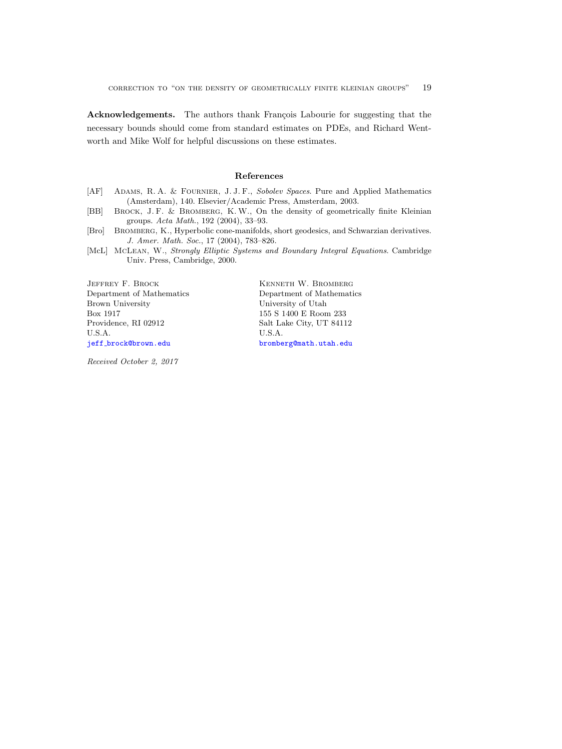**Acknowledgements.** The authors thank François Labourie for suggesting that the necessary bounds should come from standard estimates on PDEs, and Richard Wentworth and Mike Wolf for helpful discussions on these estimates.

## References

[AF] Adams, R. A. & Fournier, J. J. F., *Sobolev Spaces*. Pure and Applied Mathematics (Amsterdam), 140. Elsevier/Academic Press, Amsterdam, 2003.

[BB] Brock, J. F. & Bromberg, K. W., On the density of geometrically finite Kleinian groups. *Acta Math.*, 192 (2004), 33–93.

[Bro] Bromberg, K., Hyperbolic cone-manifolds, short geodesics, and Schwarzian derivatives. *J. Amer. Math. Soc.*, 17 (2004), 783–826.

[McL] McLean, W., *Strongly Elliptic Systems and Boundary Integral Equations*. Cambridge Univ. Press, Cambridge, 2000.

Jeffrey F. Brock
Department of Mathematics
Brown University
Box 1917
Providence, RI 02912
U.S.A.
jeff_brock@brown.edu

Kenneth W. Bromberg
Department of Mathematics
University of Utah
155 S 1400 E Room 233
Salt Lake City, UT 84112
U.S.A.
bromberg@math.utah.edu

*Received October 2, 2017*